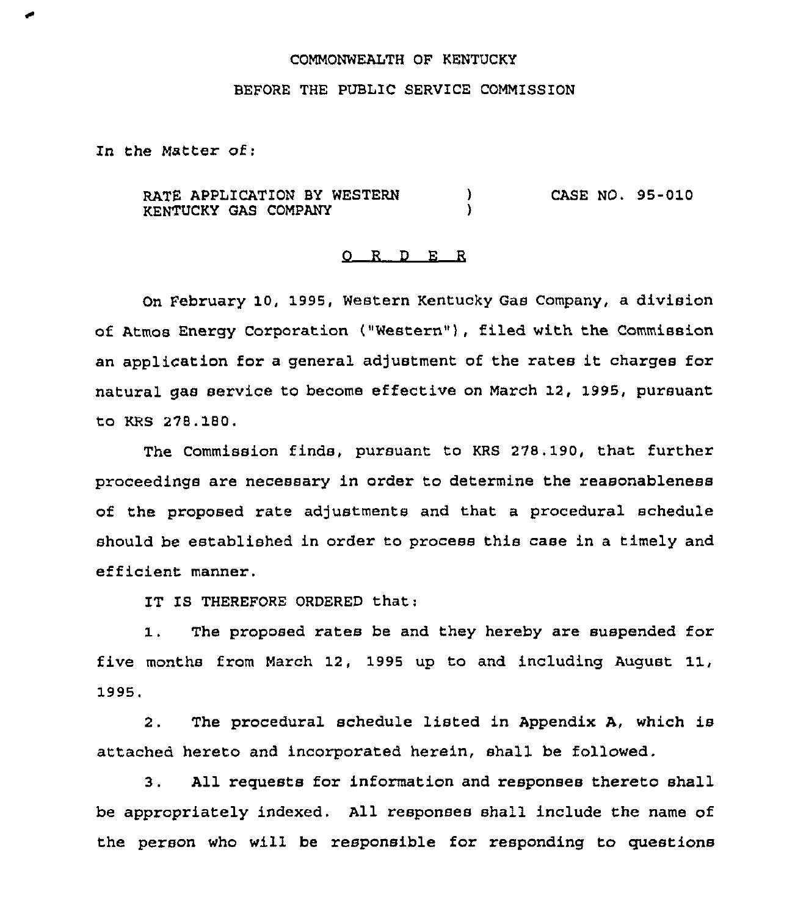COMMONWEALTH OF KENTUCKY

BEFORE THE PUBLIC SERVICE COMMISSION

In the Matter of:

RATE APPLICATION BY WESTERN KENTUCKY GAS COMPANY ) CASE NO. 95-010

O R D E R

On February 10, 1995, Western Kentucky Gas Company, a division of Atmos Energy Corporation ("Western"), filed with the Commission an application for a general adjustment of the rates it charges for natural gas service to become effective on March 12, 1995, pursuant to KRS 278.180.

The Commission finds, pursuant to KRS 278.190, that further proceedings are necessary in order to determine the reasonableness of the proposed rate adjustments and that a procedural schedule should be established in order to process this case in a timely and efficient manner.

IT IS THEREFORE ORDERED that:

1. The proposed rates be and they hereby are suspended for five months from March 12, 1995 up to and including August 11, 1995.

2. The procedural schedule listed in Appendix A, which is attached hereto and incorporated herein, shall be followed.

3. All requests for information and responses thereto shall be appropriately indexed. All responses shall include the name of the person who will be responsible for responding to questions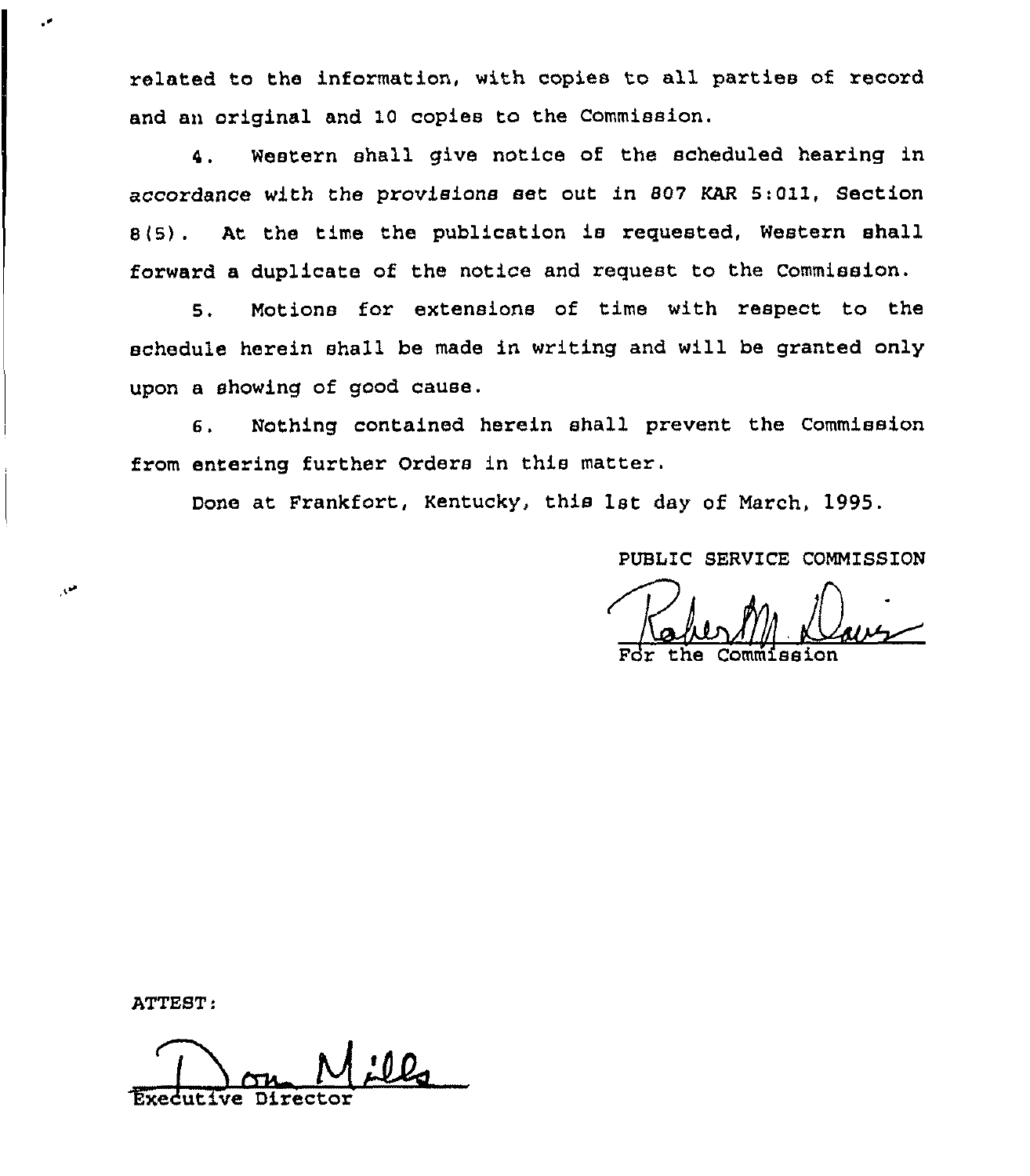related to the information, with copies to all parties of record and an original and 10 copies to the Commission.

4. Western shall give notice of the scheduled hearing in accordance with the provisions set out in 807 KAR 5:011, Section 8(5). At the time the publication is requested, Western shall forward a duplicate of the notice and request to the Commission.

5. Motions for extensions of time with respect to the schedule herein shall be made in writing and will be granted only upon a showing of good cause.

6. Nothing contained herein shall prevent the Commission from entering further Orders in this matter.

Done at Frankfort, Kentucky, this 1st day of March, 1995.

PUBLIC SERVICE COMMISSION

For the Commission

ATTEST:

Executive Director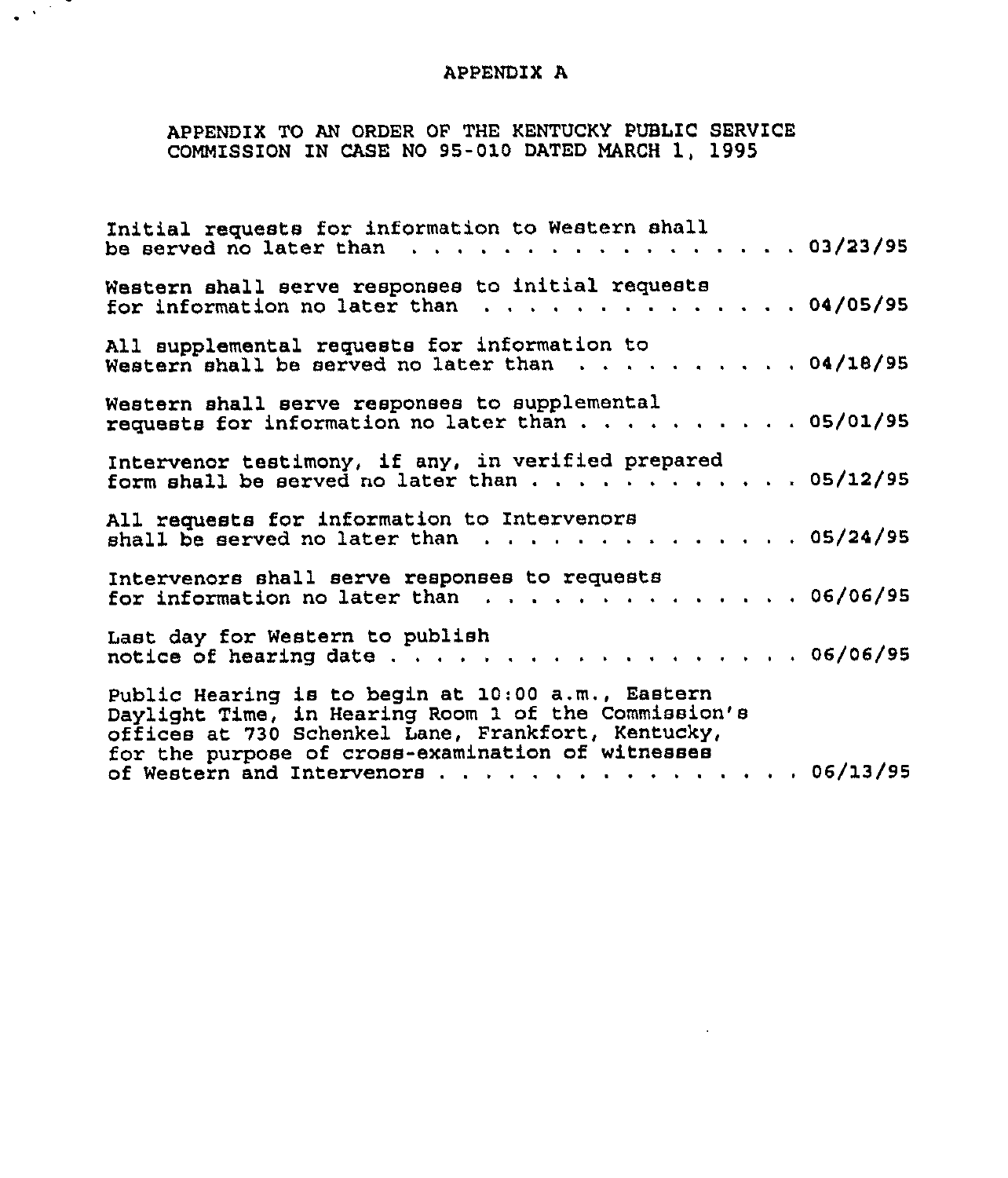# APPENDIX A

APPENDIX TO AN ORDER OF THE KENTUCKY PUBLIC SERVICE COMMISSION IN CASE NO 95-010 DATED MARCH 1, 1995

| | |
|---|---|
| Initial requests for information to Western shall be served no later than | 03/23/95 |
| Western shall serve responses to initial requests for information no later than | 04/05/95 |
| All supplemental requests for information to Western shall be served no later than | 04/18/95 |
| Western shall serve responses to supplemental requests for information no later than | 05/01/95 |
| Intervenor testimony, if any, in verified prepared form shall be served no later than | 05/12/95 |
| All requests for information to Intervenors shall be served no later than | 05/24/95 |
| Intervenors shall serve responses to requests for information no later than | 06/06/95 |
| Last day for Western to publish notice of hearing date | 06/06/95 |
| Public Hearing is to begin at 10:00 a.m., Eastern Daylight Time, in Hearing Room 1 of the Commission's offices at 730 Schenkel Lane, Frankfort, Kentucky, for the purpose of cross-examination of witnesses of Western and Intervenors | 06/13/95 |